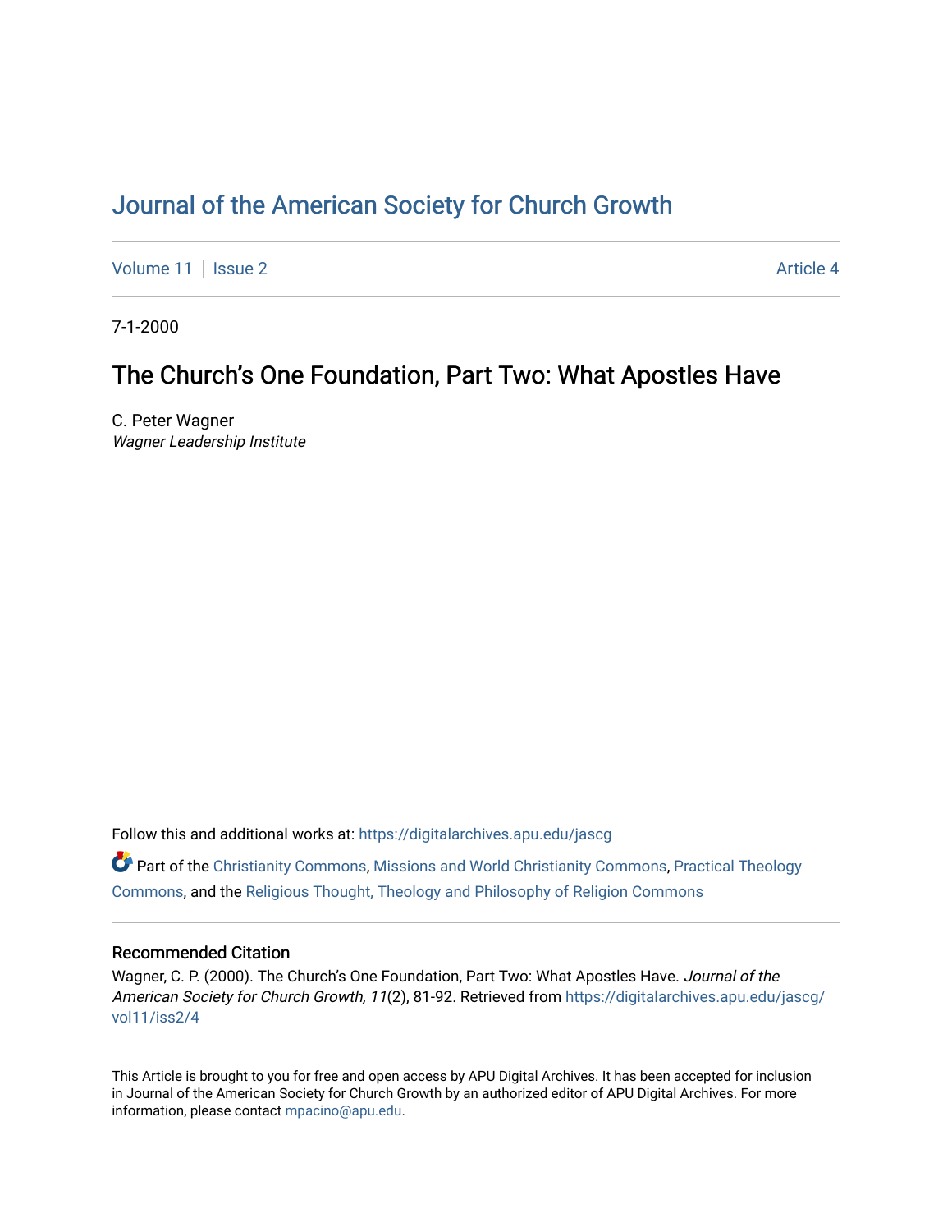# Journal of the American Society for Church Growth

Volume 11 | Issue 2 | Article 4

7-1-2000

## The Church's One Foundation, Part Two: What Apostles Have

C. Peter Wagner
*Wagner Leadership Institute*

Follow this and additional works at: https://digitalarchives.apu.edu/jascg

Part of the Christianity Commons, Missions and World Christianity Commons, Practical Theology Commons, and the Religious Thought, Theology and Philosophy of Religion Commons

### Recommended Citation

Wagner, C. P. (2000). The Church's One Foundation, Part Two: What Apostles Have. *Journal of the American Society for Church Growth, 11*(2), 81-92. Retrieved from https://digitalarchives.apu.edu/jascg/vol11/iss2/4

This Article is brought to you for free and open access by APU Digital Archives. It has been accepted for inclusion in Journal of the American Society for Church Growth by an authorized editor of APU Digital Archives. For more information, please contact mpacino@apu.edu.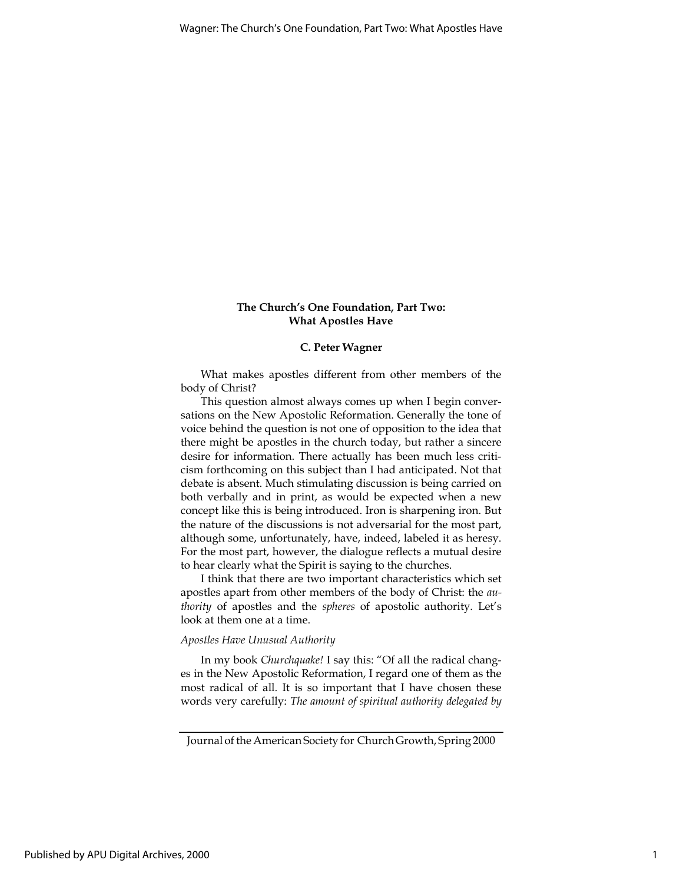**The Church's One Foundation, Part Two: What Apostles Have**

**C. Peter Wagner**

What makes apostles different from other members of the body of Christ?

This question almost always comes up when I begin conversations on the New Apostolic Reformation. Generally the tone of voice behind the question is not one of opposition to the idea that there might be apostles in the church today, but rather a sincere desire for information. There actually has been much less criticism forthcoming on this subject than I had anticipated. Not that debate is absent. Much stimulating discussion is being carried on both verbally and in print, as would be expected when a new concept like this is being introduced. Iron is sharpening iron. But the nature of the discussions is not adversarial for the most part, although some, unfortunately, have, indeed, labeled it as heresy. For the most part, however, the dialogue reflects a mutual desire to hear clearly what the Spirit is saying to the churches.

I think that there are two important characteristics which set apostles apart from other members of the body of Christ: the *authority* of apostles and the *spheres* of apostolic authority. Let's look at them one at a time.

*Apostles Have Unusual Authority*

In my book *Churchquake!* I say this: "Of all the radical changes in the New Apostolic Reformation, I regard one of them as the most radical of all. It is so important that I have chosen these words very carefully: *The amount of spiritual authority delegated by*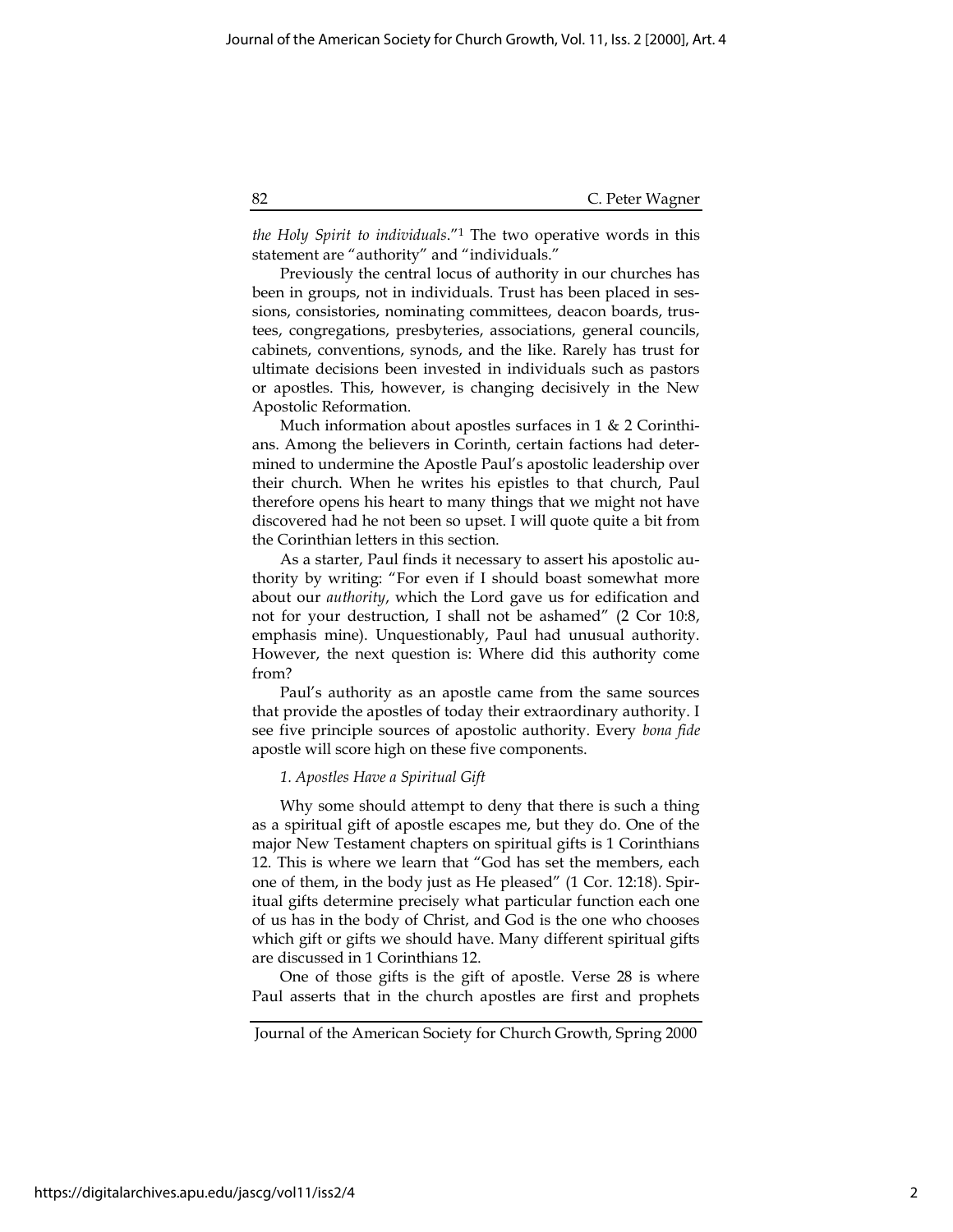*the Holy Spirit to individuals*."[1] The two operative words in this statement are "authority" and "individuals."

Previously the central locus of authority in our churches has been in groups, not in individuals. Trust has been placed in sessions, consistories, nominating committees, deacon boards, trustees, congregations, presbyteries, associations, general councils, cabinets, conventions, synods, and the like. Rarely has trust for ultimate decisions been invested in individuals such as pastors or apostles. This, however, is changing decisively in the New Apostolic Reformation.

Much information about apostles surfaces in 1 & 2 Corinthians. Among the believers in Corinth, certain factions had determined to undermine the Apostle Paul's apostolic leadership over their church. When he writes his epistles to that church, Paul therefore opens his heart to many things that we might not have discovered had he not been so upset. I will quote quite a bit from the Corinthian letters in this section.

As a starter, Paul finds it necessary to assert his apostolic authority by writing: "For even if I should boast somewhat more about our *authority*, which the Lord gave us for edification and not for your destruction, I shall not be ashamed" (2 Cor 10:8, emphasis mine). Unquestionably, Paul had unusual authority. However, the next question is: Where did this authority come from?

Paul's authority as an apostle came from the same sources that provide the apostles of today their extraordinary authority. I see five principle sources of apostolic authority. Every *bona fide* apostle will score high on these five components.

*1. Apostles Have a Spiritual Gift*

Why some should attempt to deny that there is such a thing as a spiritual gift of apostle escapes me, but they do. One of the major New Testament chapters on spiritual gifts is 1 Corinthians 12. This is where we learn that "God has set the members, each one of them, in the body just as He pleased" (1 Cor. 12:18). Spiritual gifts determine precisely what particular function each one of us has in the body of Christ, and God is the one who chooses which gift or gifts we should have. Many different spiritual gifts are discussed in 1 Corinthians 12.

One of those gifts is the gift of apostle. Verse 28 is where Paul asserts that in the church apostles are first and prophets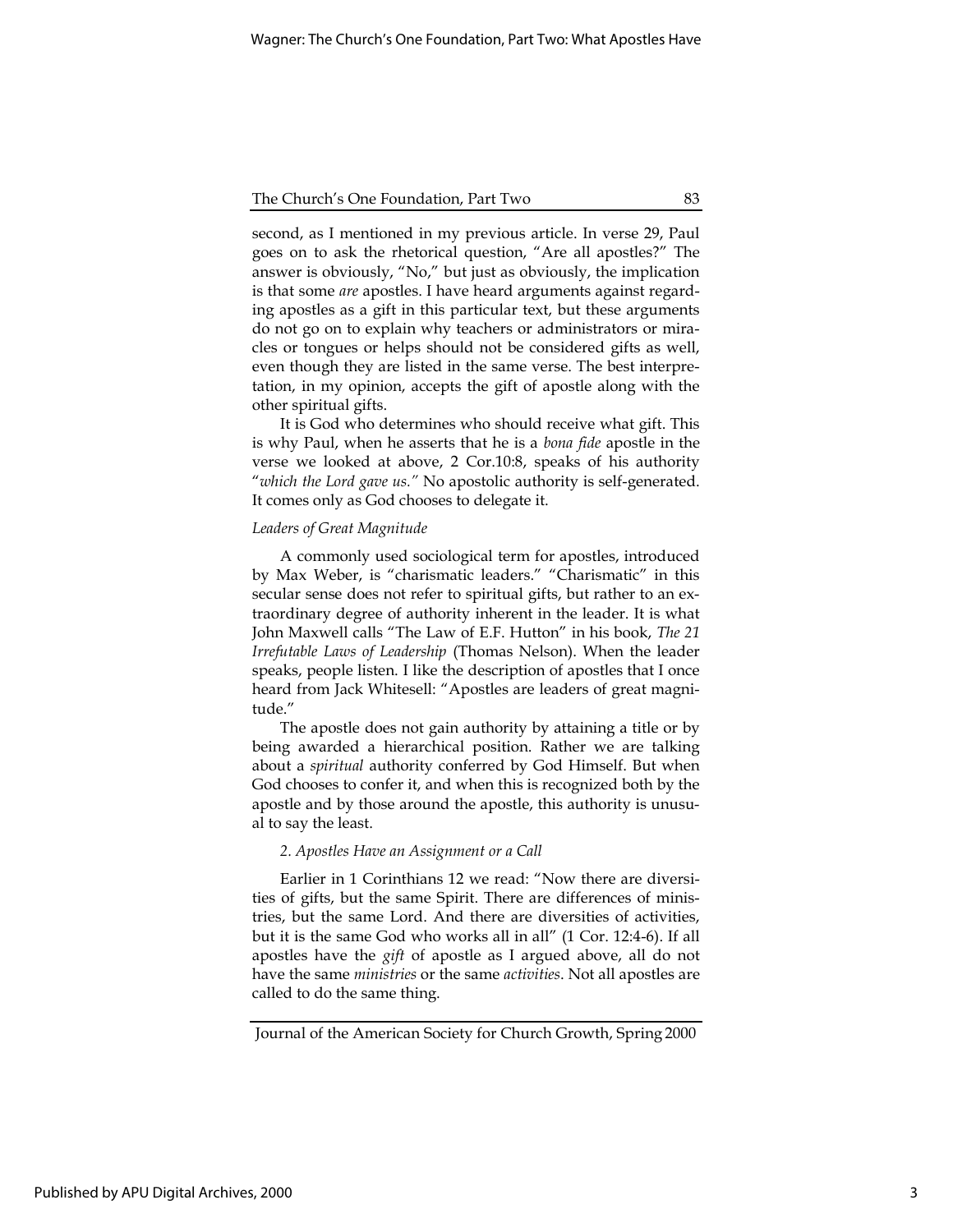second, as I mentioned in my previous article. In verse 29, Paul goes on to ask the rhetorical question, "Are all apostles?" The answer is obviously, "No," but just as obviously, the implication is that some *are* apostles. I have heard arguments against regarding apostles as a gift in this particular text, but these arguments do not go on to explain why teachers or administrators or miracles or tongues or helps should not be considered gifts as well, even though they are listed in the same verse. The best interpretation, in my opinion, accepts the gift of apostle along with the other spiritual gifts.

It is God who determines who should receive what gift. This is why Paul, when he asserts that he is a *bona fide* apostle in the verse we looked at above, 2 Cor.10:8, speaks of his authority "*which the Lord gave us.*" No apostolic authority is self-generated. It comes only as God chooses to delegate it.

*Leaders of Great Magnitude*

A commonly used sociological term for apostles, introduced by Max Weber, is "charismatic leaders." "Charismatic" in this secular sense does not refer to spiritual gifts, but rather to an extraordinary degree of authority inherent in the leader. It is what John Maxwell calls "The Law of E.F. Hutton" in his book, *The 21 Irrefutable Laws of Leadership* (Thomas Nelson). When the leader speaks, people listen. I like the description of apostles that I once heard from Jack Whitesell: "Apostles are leaders of great magnitude."

The apostle does not gain authority by attaining a title or by being awarded a hierarchical position. Rather we are talking about a *spiritual* authority conferred by God Himself. But when God chooses to confer it, and when this is recognized both by the apostle and by those around the apostle, this authority is unusual to say the least.

*2. Apostles Have an Assignment or a Call*

Earlier in 1 Corinthians 12 we read: "Now there are diversities of gifts, but the same Spirit. There are differences of ministries, but the same Lord. And there are diversities of activities, but it is the same God who works all in all" (1 Cor. 12:4-6). If all apostles have the *gift* of apostle as I argued above, all do not have the same *ministries* or the same *activities*. Not all apostles are called to do the same thing.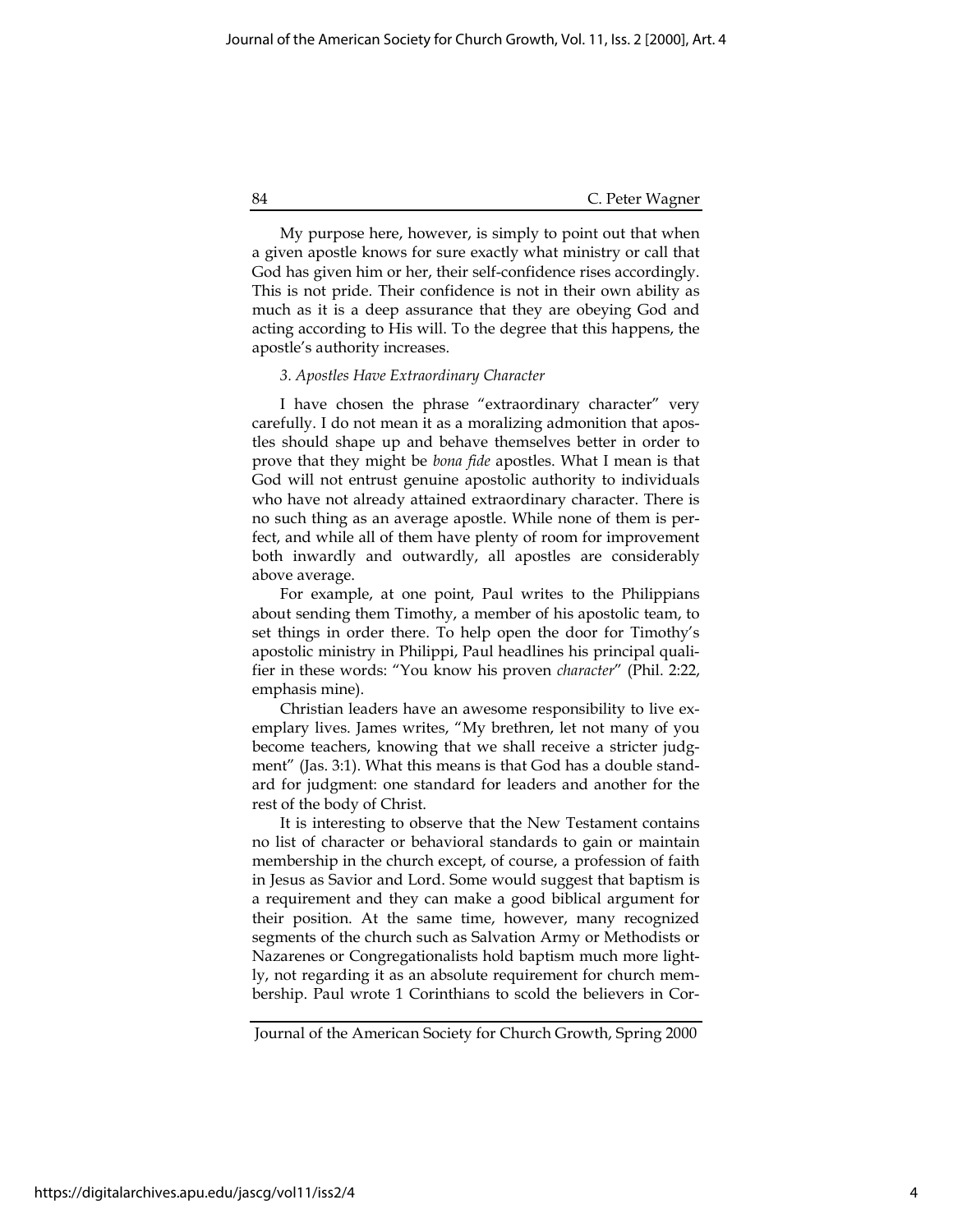My purpose here, however, is simply to point out that when a given apostle knows for sure exactly what ministry or call that God has given him or her, their self-confidence rises accordingly. This is not pride. Their confidence is not in their own ability as much as it is a deep assurance that they are obeying God and acting according to His will. To the degree that this happens, the apostle's authority increases.

*3. Apostles Have Extraordinary Character*

I have chosen the phrase "extraordinary character" very carefully. I do not mean it as a moralizing admonition that apostles should shape up and behave themselves better in order to prove that they might be *bona fide* apostles. What I mean is that God will not entrust genuine apostolic authority to individuals who have not already attained extraordinary character. There is no such thing as an average apostle. While none of them is perfect, and while all of them have plenty of room for improvement both inwardly and outwardly, all apostles are considerably above average.

For example, at one point, Paul writes to the Philippians about sending them Timothy, a member of his apostolic team, to set things in order there. To help open the door for Timothy's apostolic ministry in Philippi, Paul headlines his principal qualifier in these words: "You know his proven *character*" (Phil. 2:22, emphasis mine).

Christian leaders have an awesome responsibility to live exemplary lives. James writes, "My brethren, let not many of you become teachers, knowing that we shall receive a stricter judgment" (Jas. 3:1). What this means is that God has a double standard for judgment: one standard for leaders and another for the rest of the body of Christ.

It is interesting to observe that the New Testament contains no list of character or behavioral standards to gain or maintain membership in the church except, of course, a profession of faith in Jesus as Savior and Lord. Some would suggest that baptism is a requirement and they can make a good biblical argument for their position. At the same time, however, many recognized segments of the church such as Salvation Army or Methodists or Nazarenes or Congregationalists hold baptism much more lightly, not regarding it as an absolute requirement for church membership. Paul wrote 1 Corinthians to scold the believers in Cor-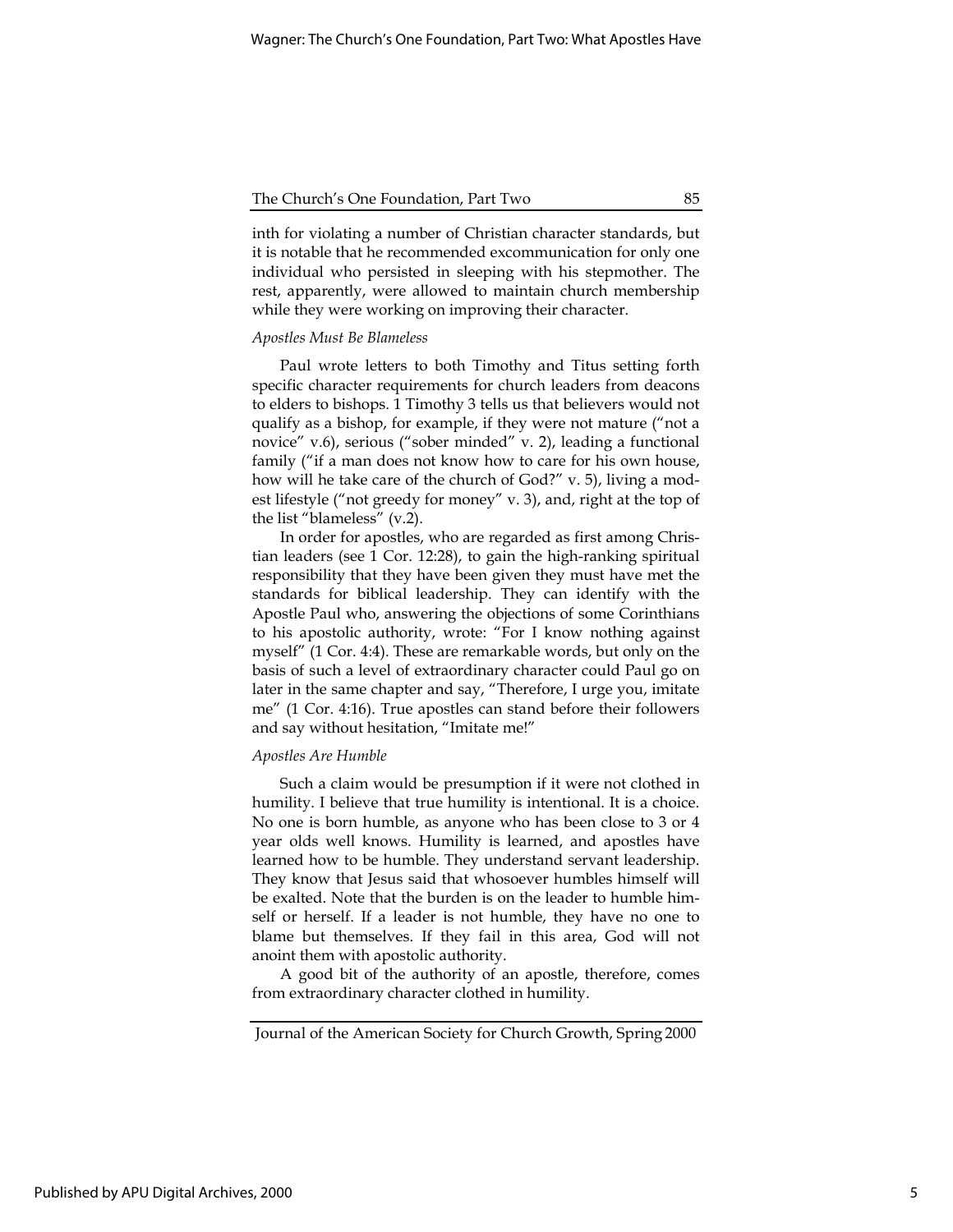inth for violating a number of Christian character standards, but it is notable that he recommended excommunication for only one individual who persisted in sleeping with his stepmother. The rest, apparently, were allowed to maintain church membership while they were working on improving their character.

*Apostles Must Be Blameless*

Paul wrote letters to both Timothy and Titus setting forth specific character requirements for church leaders from deacons to elders to bishops. 1 Timothy 3 tells us that believers would not qualify as a bishop, for example, if they were not mature ("not a novice" v.6), serious ("sober minded" v. 2), leading a functional family ("if a man does not know how to care for his own house, how will he take care of the church of God?" v. 5), living a modest lifestyle ("not greedy for money" v. 3), and, right at the top of the list "blameless" (v.2).

In order for apostles, who are regarded as first among Christian leaders (see 1 Cor. 12:28), to gain the high-ranking spiritual responsibility that they have been given they must have met the standards for biblical leadership. They can identify with the Apostle Paul who, answering the objections of some Corinthians to his apostolic authority, wrote: "For I know nothing against myself" (1 Cor. 4:4). These are remarkable words, but only on the basis of such a level of extraordinary character could Paul go on later in the same chapter and say, "Therefore, I urge you, imitate me" (1 Cor. 4:16). True apostles can stand before their followers and say without hesitation, "Imitate me!"

*Apostles Are Humble*

Such a claim would be presumption if it were not clothed in humility. I believe that true humility is intentional. It is a choice. No one is born humble, as anyone who has been close to 3 or 4 year olds well knows. Humility is learned, and apostles have learned how to be humble. They understand servant leadership. They know that Jesus said that whosoever humbles himself will be exalted. Note that the burden is on the leader to humble himself or herself. If a leader is not humble, they have no one to blame but themselves. If they fail in this area, God will not anoint them with apostolic authority.

A good bit of the authority of an apostle, therefore, comes from extraordinary character clothed in humility.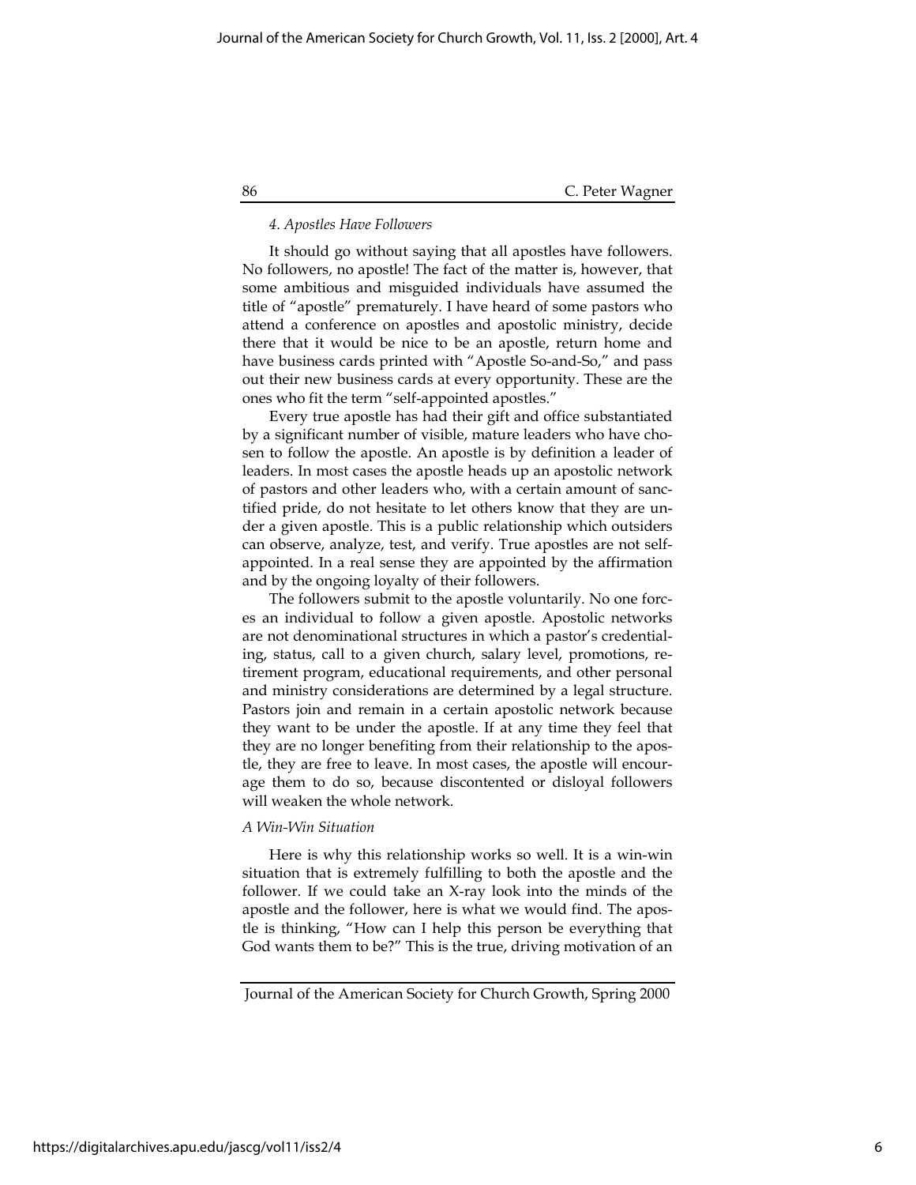*4. Apostles Have Followers*

It should go without saying that all apostles have followers. No followers, no apostle! The fact of the matter is, however, that some ambitious and misguided individuals have assumed the title of "apostle" prematurely. I have heard of some pastors who attend a conference on apostles and apostolic ministry, decide there that it would be nice to be an apostle, return home and have business cards printed with "Apostle So-and-So," and pass out their new business cards at every opportunity. These are the ones who fit the term "self-appointed apostles."

Every true apostle has had their gift and office substantiated by a significant number of visible, mature leaders who have chosen to follow the apostle. An apostle is by definition a leader of leaders. In most cases the apostle heads up an apostolic network of pastors and other leaders who, with a certain amount of sanctified pride, do not hesitate to let others know that they are under a given apostle. This is a public relationship which outsiders can observe, analyze, test, and verify. True apostles are not self-appointed. In a real sense they are appointed by the affirmation and by the ongoing loyalty of their followers.

The followers submit to the apostle voluntarily. No one forces an individual to follow a given apostle. Apostolic networks are not denominational structures in which a pastor's credentialing, status, call to a given church, salary level, promotions, retirement program, educational requirements, and other personal and ministry considerations are determined by a legal structure. Pastors join and remain in a certain apostolic network because they want to be under the apostle. If at any time they feel that they are no longer benefiting from their relationship to the apostle, they are free to leave. In most cases, the apostle will encourage them to do so, because discontented or disloyal followers will weaken the whole network.

*A Win-Win Situation*

Here is why this relationship works so well. It is a win-win situation that is extremely fulfilling to both the apostle and the follower. If we could take an X-ray look into the minds of the apostle and the follower, here is what we would find. The apostle is thinking, "How can I help this person be everything that God wants them to be?" This is the true, driving motivation of an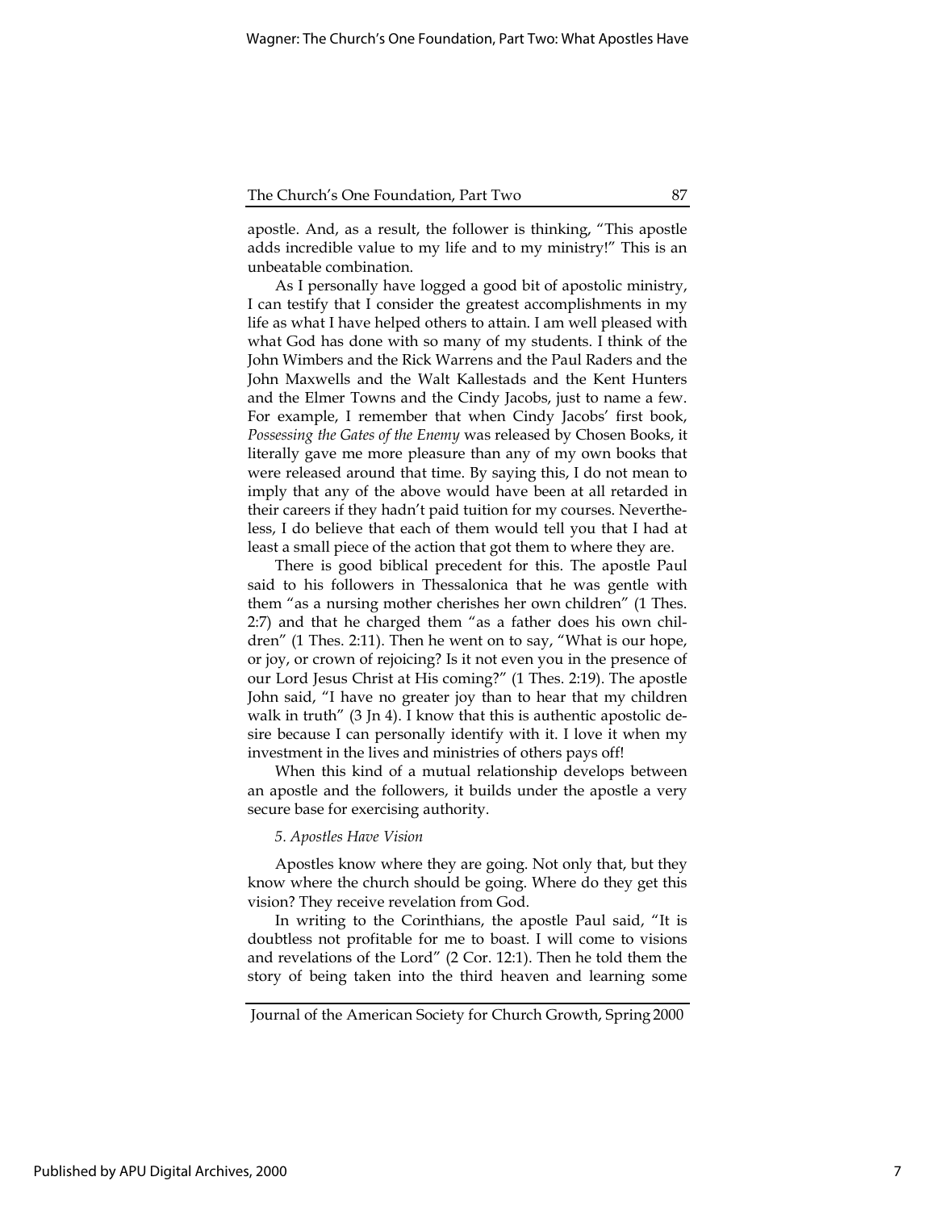apostle. And, as a result, the follower is thinking, "This apostle adds incredible value to my life and to my ministry!" This is an unbeatable combination.

As I personally have logged a good bit of apostolic ministry, I can testify that I consider the greatest accomplishments in my life as what I have helped others to attain. I am well pleased with what God has done with so many of my students. I think of the John Wimbers and the Rick Warrens and the Paul Raders and the John Maxwells and the Walt Kallestads and the Kent Hunters and the Elmer Towns and the Cindy Jacobs, just to name a few. For example, I remember that when Cindy Jacobs' first book, *Possessing the Gates of the Enemy* was released by Chosen Books, it literally gave me more pleasure than any of my own books that were released around that time. By saying this, I do not mean to imply that any of the above would have been at all retarded in their careers if they hadn't paid tuition for my courses. Nevertheless, I do believe that each of them would tell you that I had at least a small piece of the action that got them to where they are.

There is good biblical precedent for this. The apostle Paul said to his followers in Thessalonica that he was gentle with them "as a nursing mother cherishes her own children" (1 Thes. 2:7) and that he charged them "as a father does his own children" (1 Thes. 2:11). Then he went on to say, "What is our hope, or joy, or crown of rejoicing? Is it not even you in the presence of our Lord Jesus Christ at His coming?" (1 Thes. 2:19). The apostle John said, "I have no greater joy than to hear that my children walk in truth" (3 Jn 4). I know that this is authentic apostolic desire because I can personally identify with it. I love it when my investment in the lives and ministries of others pays off!

When this kind of a mutual relationship develops between an apostle and the followers, it builds under the apostle a very secure base for exercising authority.

*5. Apostles Have Vision*

Apostles know where they are going. Not only that, but they know where the church should be going. Where do they get this vision? They receive revelation from God.

In writing to the Corinthians, the apostle Paul said, "It is doubtless not profitable for me to boast. I will come to visions and revelations of the Lord" (2 Cor. 12:1). Then he told them the story of being taken into the third heaven and learning some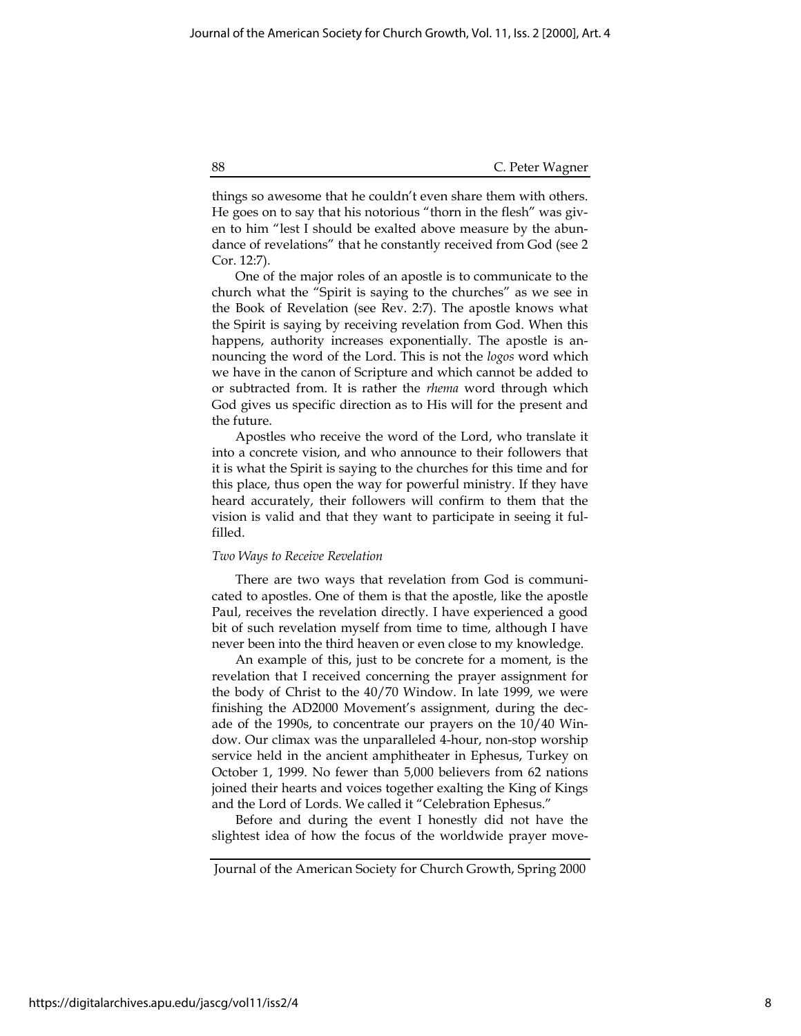things so awesome that he couldn't even share them with others. He goes on to say that his notorious "thorn in the flesh" was given to him "lest I should be exalted above measure by the abundance of revelations" that he constantly received from God (see 2 Cor. 12:7).

One of the major roles of an apostle is to communicate to the church what the "Spirit is saying to the churches" as we see in the Book of Revelation (see Rev. 2:7). The apostle knows what the Spirit is saying by receiving revelation from God. When this happens, authority increases exponentially. The apostle is announcing the word of the Lord. This is not the *logos* word which we have in the canon of Scripture and which cannot be added to or subtracted from. It is rather the *rhema* word through which God gives us specific direction as to His will for the present and the future.

Apostles who receive the word of the Lord, who translate it into a concrete vision, and who announce to their followers that it is what the Spirit is saying to the churches for this time and for this place, thus open the way for powerful ministry. If they have heard accurately, their followers will confirm to them that the vision is valid and that they want to participate in seeing it fulfilled.

*Two Ways to Receive Revelation*

There are two ways that revelation from God is communicated to apostles. One of them is that the apostle, like the apostle Paul, receives the revelation directly. I have experienced a good bit of such revelation myself from time to time, although I have never been into the third heaven or even close to my knowledge.

An example of this, just to be concrete for a moment, is the revelation that I received concerning the prayer assignment for the body of Christ to the 40/70 Window. In late 1999, we were finishing the AD2000 Movement's assignment, during the decade of the 1990s, to concentrate our prayers on the 10/40 Window. Our climax was the unparalleled 4-hour, non-stop worship service held in the ancient amphitheater in Ephesus, Turkey on October 1, 1999. No fewer than 5,000 believers from 62 nations joined their hearts and voices together exalting the King of Kings and the Lord of Lords. We called it "Celebration Ephesus."

Before and during the event I honestly did not have the slightest idea of how the focus of the worldwide prayer move-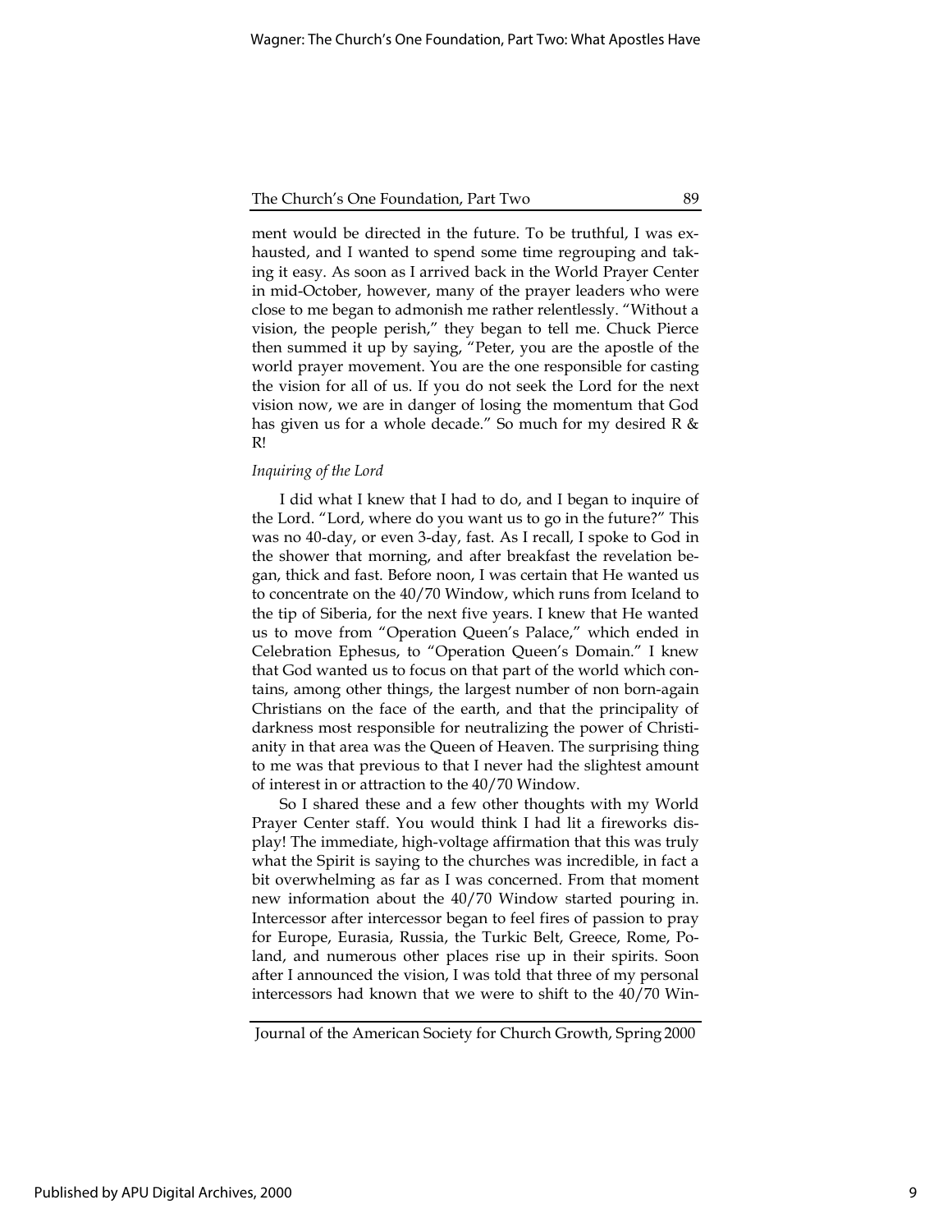ment would be directed in the future. To be truthful, I was exhausted, and I wanted to spend some time regrouping and taking it easy. As soon as I arrived back in the World Prayer Center in mid-October, however, many of the prayer leaders who were close to me began to admonish me rather relentlessly. "Without a vision, the people perish," they began to tell me. Chuck Pierce then summed it up by saying, "Peter, you are the apostle of the world prayer movement. You are the one responsible for casting the vision for all of us. If you do not seek the Lord for the next vision now, we are in danger of losing the momentum that God has given us for a whole decade." So much for my desired R & R!

*Inquiring of the Lord*

I did what I knew that I had to do, and I began to inquire of the Lord. "Lord, where do you want us to go in the future?" This was no 40-day, or even 3-day, fast. As I recall, I spoke to God in the shower that morning, and after breakfast the revelation began, thick and fast. Before noon, I was certain that He wanted us to concentrate on the 40/70 Window, which runs from Iceland to the tip of Siberia, for the next five years. I knew that He wanted us to move from "Operation Queen's Palace," which ended in Celebration Ephesus, to "Operation Queen's Domain." I knew that God wanted us to focus on that part of the world which contains, among other things, the largest number of non born-again Christians on the face of the earth, and that the principality of darkness most responsible for neutralizing the power of Christianity in that area was the Queen of Heaven. The surprising thing to me was that previous to that I never had the slightest amount of interest in or attraction to the 40/70 Window.

So I shared these and a few other thoughts with my World Prayer Center staff. You would think I had lit a fireworks display! The immediate, high-voltage affirmation that this was truly what the Spirit is saying to the churches was incredible, in fact a bit overwhelming as far as I was concerned. From that moment new information about the 40/70 Window started pouring in. Intercessor after intercessor began to feel fires of passion to pray for Europe, Eurasia, Russia, the Turkic Belt, Greece, Rome, Poland, and numerous other places rise up in their spirits. Soon after I announced the vision, I was told that three of my personal intercessors had known that we were to shift to the 40/70 Win-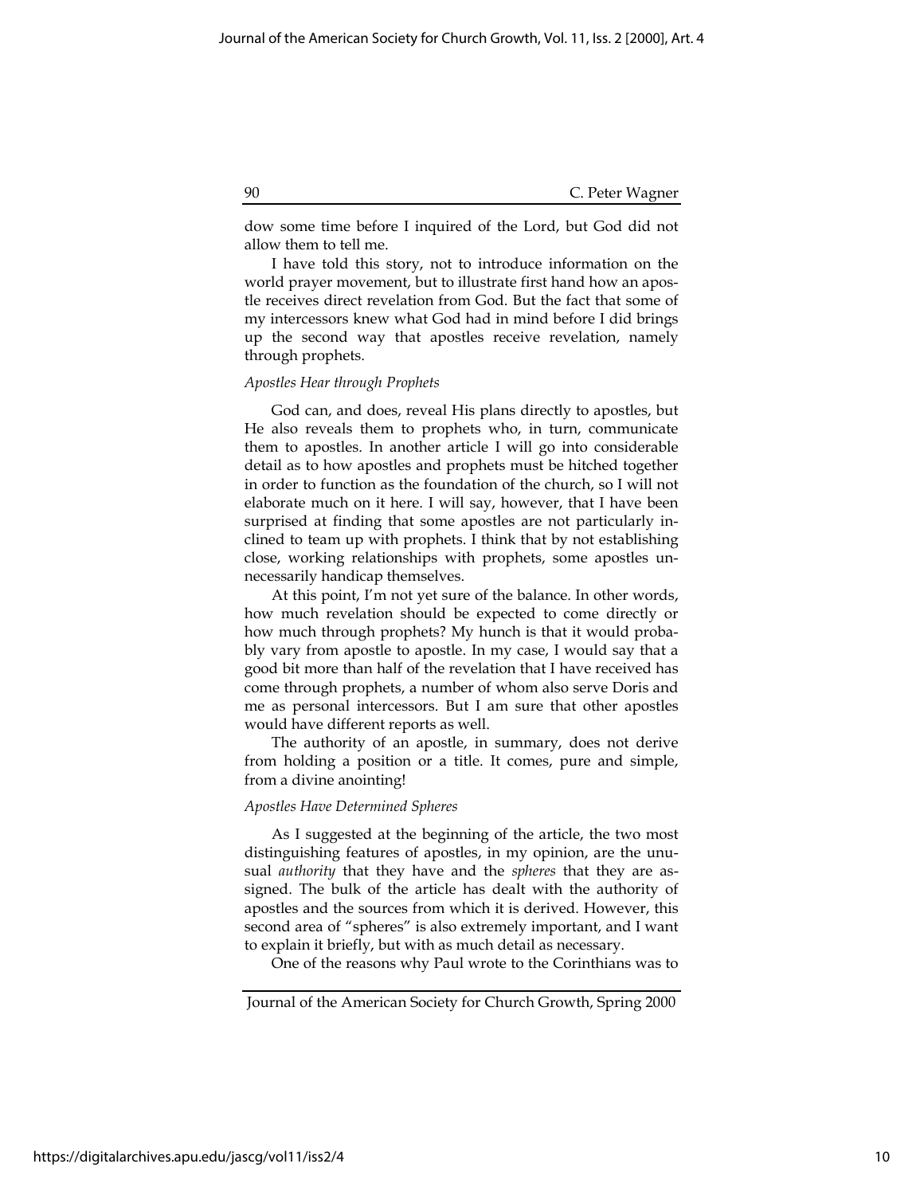dow some time before I inquired of the Lord, but God did not allow them to tell me.

I have told this story, not to introduce information on the world prayer movement, but to illustrate first hand how an apostle receives direct revelation from God. But the fact that some of my intercessors knew what God had in mind before I did brings up the second way that apostles receive revelation, namely through prophets.

### *Apostles Hear through Prophets*

God can, and does, reveal His plans directly to apostles, but He also reveals them to prophets who, in turn, communicate them to apostles. In another article I will go into considerable detail as to how apostles and prophets must be hitched together in order to function as the foundation of the church, so I will not elaborate much on it here. I will say, however, that I have been surprised at finding that some apostles are not particularly inclined to team up with prophets. I think that by not establishing close, working relationships with prophets, some apostles unnecessarily handicap themselves.

At this point, I'm not yet sure of the balance. In other words, how much revelation should be expected to come directly or how much through prophets? My hunch is that it would probably vary from apostle to apostle. In my case, I would say that a good bit more than half of the revelation that I have received has come through prophets, a number of whom also serve Doris and me as personal intercessors. But I am sure that other apostles would have different reports as well.

The authority of an apostle, in summary, does not derive from holding a position or a title. It comes, pure and simple, from a divine anointing!

### *Apostles Have Determined Spheres*

As I suggested at the beginning of the article, the two most distinguishing features of apostles, in my opinion, are the unusual *authority* that they have and the *spheres* that they are assigned. The bulk of the article has dealt with the authority of apostles and the sources from which it is derived. However, this second area of "spheres" is also extremely important, and I want to explain it briefly, but with as much detail as necessary.

One of the reasons why Paul wrote to the Corinthians was to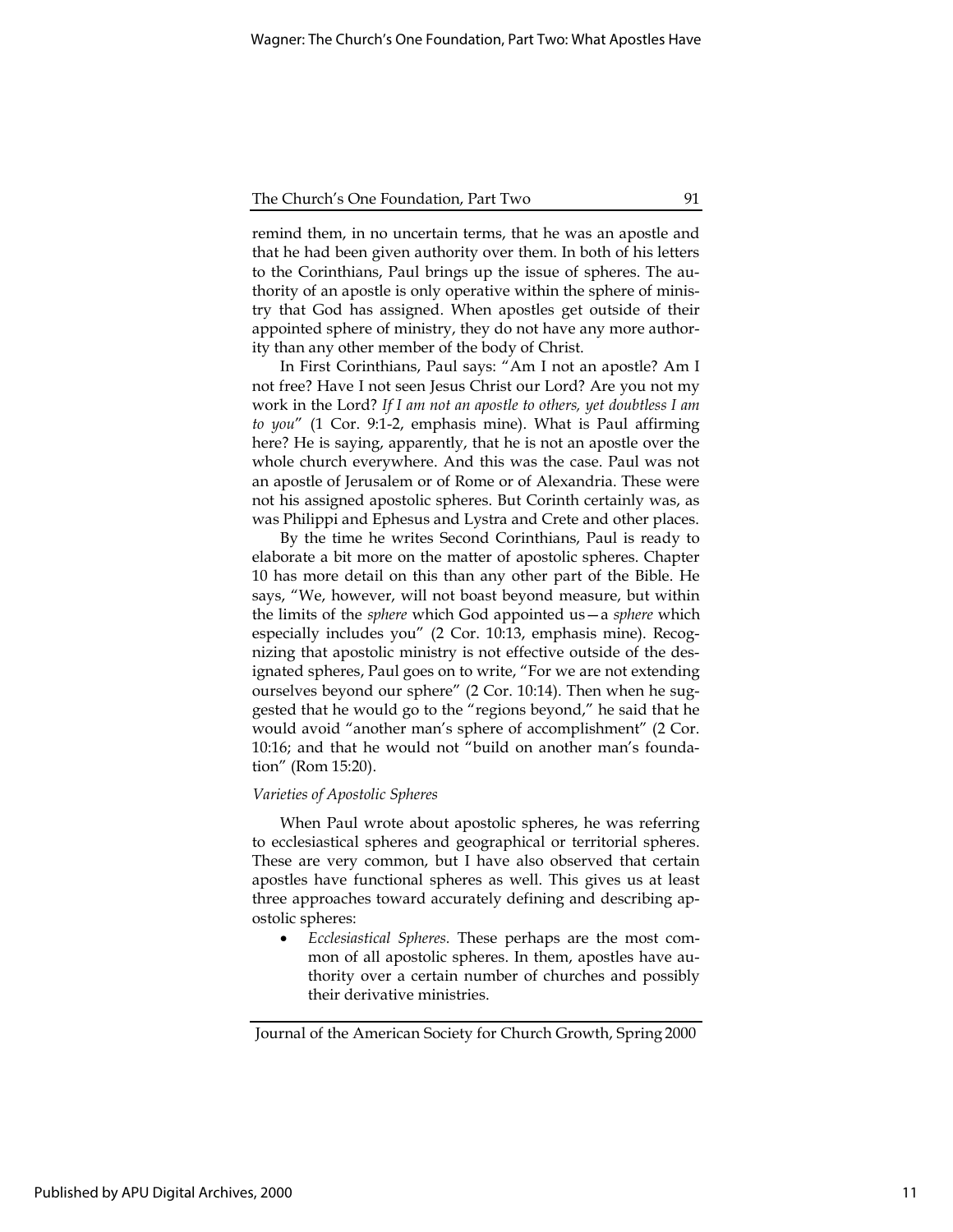remind them, in no uncertain terms, that he was an apostle and that he had been given authority over them. In both of his letters to the Corinthians, Paul brings up the issue of spheres. The authority of an apostle is only operative within the sphere of ministry that God has assigned. When apostles get outside of their appointed sphere of ministry, they do not have any more authority than any other member of the body of Christ.

In First Corinthians, Paul says: "Am I not an apostle? Am I not free? Have I not seen Jesus Christ our Lord? Are you not my work in the Lord? *If I am not an apostle to others, yet doubtless I am to you*" (1 Cor. 9:1-2, emphasis mine). What is Paul affirming here? He is saying, apparently, that he is not an apostle over the whole church everywhere. And this was the case. Paul was not an apostle of Jerusalem or of Rome or of Alexandria. These were not his assigned apostolic spheres. But Corinth certainly was, as was Philippi and Ephesus and Lystra and Crete and other places.

By the time he writes Second Corinthians, Paul is ready to elaborate a bit more on the matter of apostolic spheres. Chapter 10 has more detail on this than any other part of the Bible. He says, "We, however, will not boast beyond measure, but within the limits of the *sphere* which God appointed us—a *sphere* which especially includes you" (2 Cor. 10:13, emphasis mine). Recognizing that apostolic ministry is not effective outside of the designated spheres, Paul goes on to write, "For we are not extending ourselves beyond our sphere" (2 Cor. 10:14). Then when he suggested that he would go to the "regions beyond," he said that he would avoid "another man's sphere of accomplishment" (2 Cor. 10:16; and that he would not "build on another man's foundation" (Rom 15:20).

*Varieties of Apostolic Spheres*

When Paul wrote about apostolic spheres, he was referring to ecclesiastical spheres and geographical or territorial spheres. These are very common, but I have also observed that certain apostles have functional spheres as well. This gives us at least three approaches toward accurately defining and describing apostolic spheres:

- *Ecclesiastical Spheres.* These perhaps are the most common of all apostolic spheres. In them, apostles have authority over a certain number of churches and possibly their derivative ministries.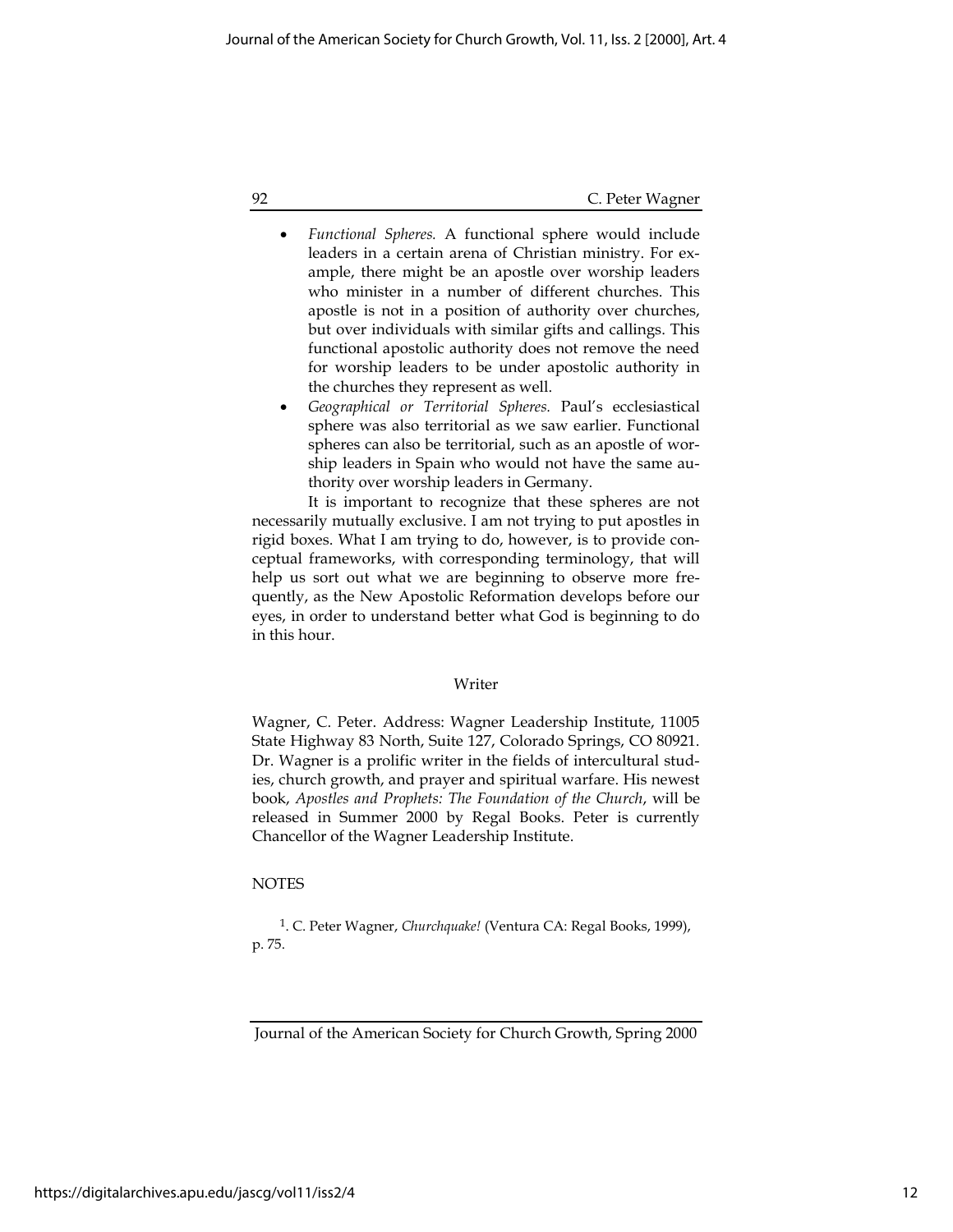- *Functional Spheres.* A functional sphere would include leaders in a certain arena of Christian ministry. For example, there might be an apostle over worship leaders who minister in a number of different churches. This apostle is not in a position of authority over churches, but over individuals with similar gifts and callings. This functional apostolic authority does not remove the need for worship leaders to be under apostolic authority in the churches they represent as well.
- *Geographical or Territorial Spheres.* Paul's ecclesiastical sphere was also territorial as we saw earlier. Functional spheres can also be territorial, such as an apostle of worship leaders in Spain who would not have the same authority over worship leaders in Germany.

It is important to recognize that these spheres are not necessarily mutually exclusive. I am not trying to put apostles in rigid boxes. What I am trying to do, however, is to provide conceptual frameworks, with corresponding terminology, that will help us sort out what we are beginning to observe more frequently, as the New Apostolic Reformation develops before our eyes, in order to understand better what God is beginning to do in this hour.

## Writer

Wagner, C. Peter. Address: Wagner Leadership Institute, 11005 State Highway 83 North, Suite 127, Colorado Springs, CO 80921. Dr. Wagner is a prolific writer in the fields of intercultural studies, church growth, and prayer and spiritual warfare. His newest book, *Apostles and Prophets: The Foundation of the Church*, will be released in Summer 2000 by Regal Books. Peter is currently Chancellor of the Wagner Leadership Institute.

## NOTES

1. C. Peter Wagner, *Churchquake!* (Ventura CA: Regal Books, 1999), p. 75.